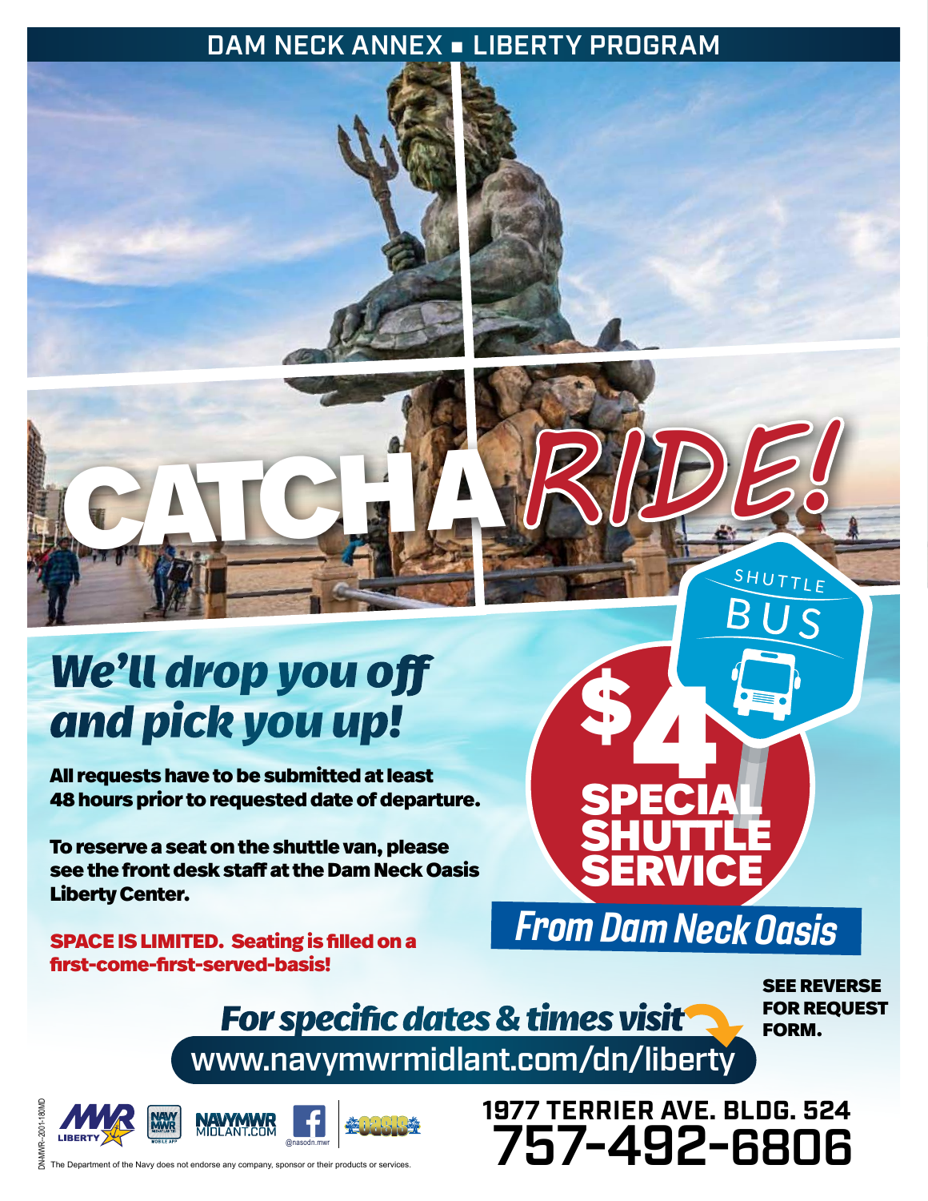DAM NECK ANNEX ▪ LIBERTY PROGRAM

# CATCH A *RIDE!*

SHUTTLE BUS

## $4 SPECIAL SHUTTLE SERVICE

***From Dam Neck Oasis***

## *We'll drop you off and pick you up!*

**All requests have to be submitted at least 48 hours prior to requested date of departure.**

**To reserve a seat on the shuttle van, please see the front desk staff at the Dam Neck Oasis Liberty Center.**

**SPACE IS LIMITED. Seating is filled on a first-come-first-served-basis!**

***For specific dates & times visit***

**www.navymwrmidlant.com/dn/liberty**

**SEE REVERSE FOR REQUEST FORM.**

**1977 TERRIER AVE. BLDG. 524**

# 757-492-6806

MWR LIBERTY · NAVY MWR MOBILE APP · NAVYMWR MIDLANT.COM · @nasodn.mwr · Oasis

The Department of the Navy does not endorse any company, sponsor or their products or services.

DN-MWR-2001-180MD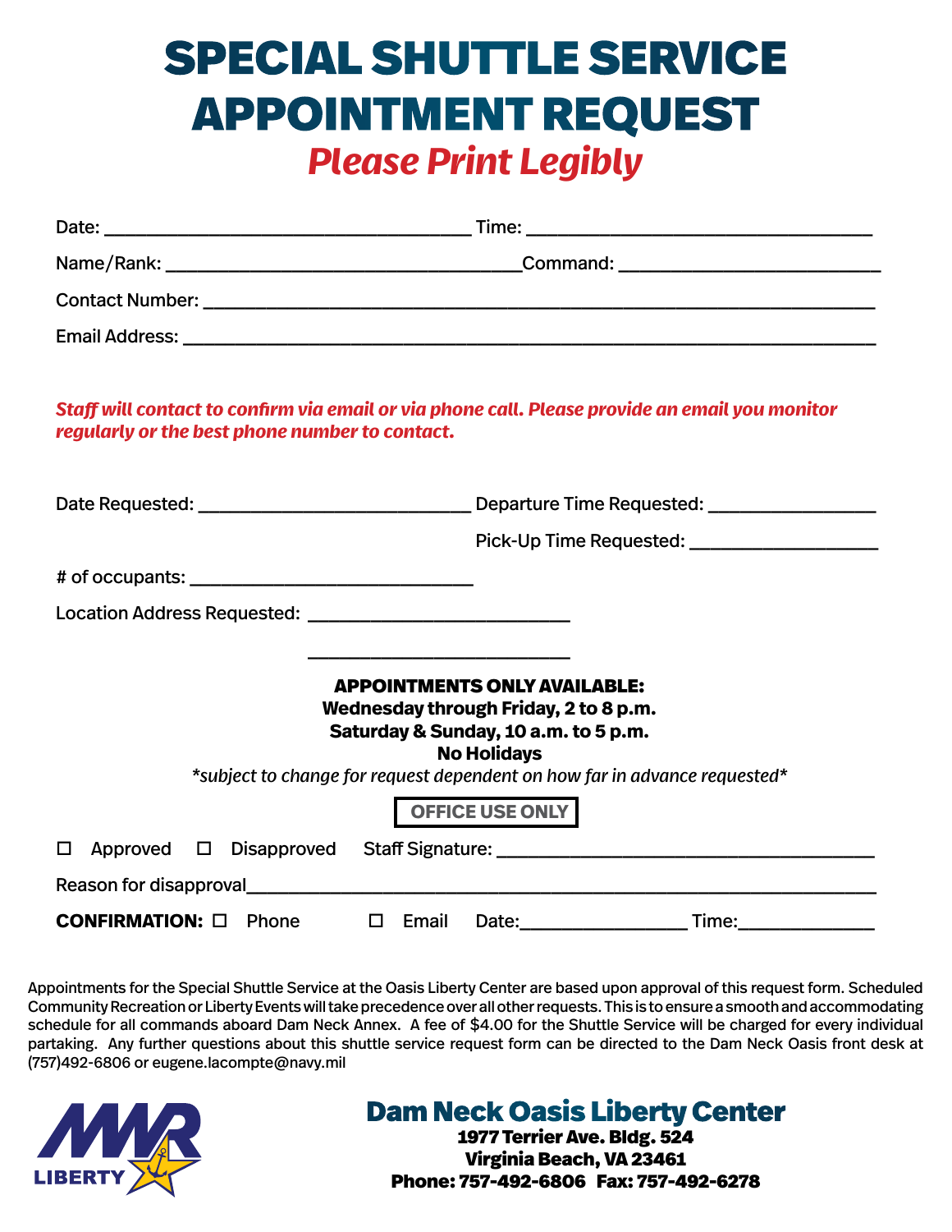# SPECIAL SHUTTLE SERVICE APPOINTMENT REQUEST

***Please Print Legibly***

Date: ___________________________________ Time: _________________________________

Name/Rank: __________________________________Command: _________________________

Contact Number: _________________________________________________________________

Email Address: __________________________________________________________________

***Staff will contact to confirm via email or via phone call. Please provide an email you monitor regularly or the best phone number to contact.***

Date Requested: __________________________ Departure Time Requested: ________________

Pick-Up Time Requested: ________________

# of occupants: ___________________________

Location Address Requested: _________________________

_________________________

**APPOINTMENTS ONLY AVAILABLE:**
**Wednesday through Friday, 2 to 8 p.m.**
**Saturday & Sunday, 10 a.m. to 5 p.m.**
**No Holidays**
*\*subject to change for request dependent on how far in advance requested\**

**OFFICE USE ONLY**

☐ Approved ☐ Disapproved Staff Signature: ____________________________________

Reason for disapproval_____________________________________________________________

**CONFIRMATION:** ☐ Phone ☐ Email Date:_______________ Time:____________

Appointments for the Special Shuttle Service at the Oasis Liberty Center are based upon approval of this request form. Scheduled Community Recreation or Liberty Events will take precedence over all other requests. This is to ensure a smooth and accommodating schedule for all commands aboard Dam Neck Annex. A fee of $4.00 for the Shuttle Service will be charged for every individual partaking. Any further questions about this shuttle service request form can be directed to the Dam Neck Oasis front desk at (757)492-6806 or eugene.lacompte@navy.mil

MWR LIBERTY

## Dam Neck Oasis Liberty Center

**1977 Terrier Ave. Bldg. 524**
**Virginia Beach, VA 23461**
**Phone: 757-492-6806 Fax: 757-492-6278**